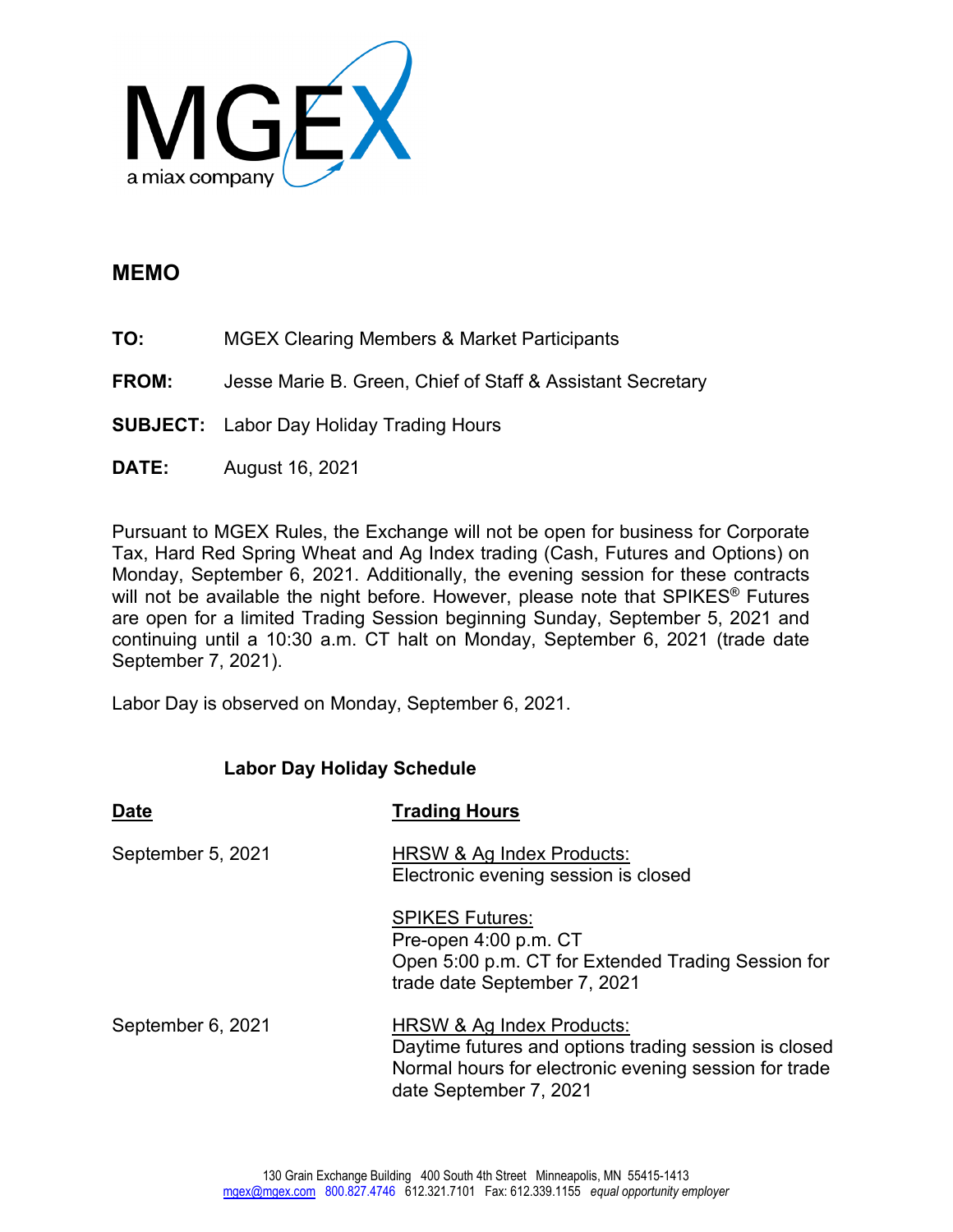MGEX
a miax company

## MEMO

**TO:** MGEX Clearing Members & Market Participants

**FROM:** Jesse Marie B. Green, Chief of Staff & Assistant Secretary

**SUBJECT:** Labor Day Holiday Trading Hours

**DATE:** August 16, 2021

Pursuant to MGEX Rules, the Exchange will not be open for business for Corporate Tax, Hard Red Spring Wheat and Ag Index trading (Cash, Futures and Options) on Monday, September 6, 2021. Additionally, the evening session for these contracts will not be available the night before. However, please note that SPIKES® Futures are open for a limited Trading Session beginning Sunday, September 5, 2021 and continuing until a 10:30 a.m. CT halt on Monday, September 6, 2021 (trade date September 7, 2021).

Labor Day is observed on Monday, September 6, 2021.

### Labor Day Holiday Schedule

| Date | Trading Hours |
|---|---|
| September 5, 2021 | HRSW & Ag Index Products: Electronic evening session is closed<br><br>SPIKES Futures: Pre-open 4:00 p.m. CT<br>Open 5:00 p.m. CT for Extended Trading Session for trade date September 7, 2021 |
| September 6, 2021 | HRSW & Ag Index Products: Daytime futures and options trading session is closed<br>Normal hours for electronic evening session for trade date September 7, 2021 |

130 Grain Exchange Building 400 South 4th Street Minneapolis, MN 55415-1413
mgex@mgex.com 800.827.4746 612.321.7101 Fax: 612.339.1155 *equal opportunity employer*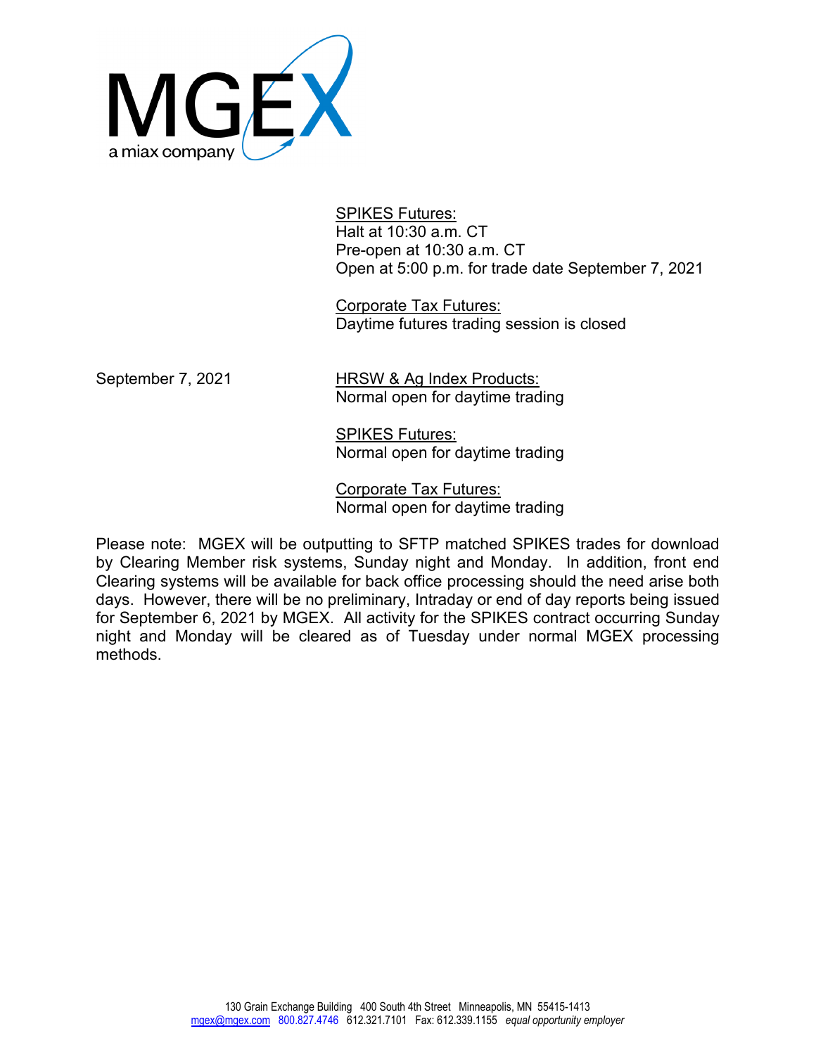MGEX
a miax company

SPIKES Futures:
Halt at 10:30 a.m. CT
Pre-open at 10:30 a.m. CT
Open at 5:00 p.m. for trade date September 7, 2021

Corporate Tax Futures:
Daytime futures trading session is closed

September 7, 2021

HRSW & Ag Index Products:
Normal open for daytime trading

SPIKES Futures:
Normal open for daytime trading

Corporate Tax Futures:
Normal open for daytime trading

Please note: MGEX will be outputting to SFTP matched SPIKES trades for download by Clearing Member risk systems, Sunday night and Monday. In addition, front end Clearing systems will be available for back office processing should the need arise both days. However, there will be no preliminary, Intraday or end of day reports being issued for September 6, 2021 by MGEX. All activity for the SPIKES contract occurring Sunday night and Monday will be cleared as of Tuesday under normal MGEX processing methods.

130 Grain Exchange Building 400 South 4th Street Minneapolis, MN 55415-1413
mgex@mgex.com 800.827.4746 612.321.7101 Fax: 612.339.1155 *equal opportunity employer*